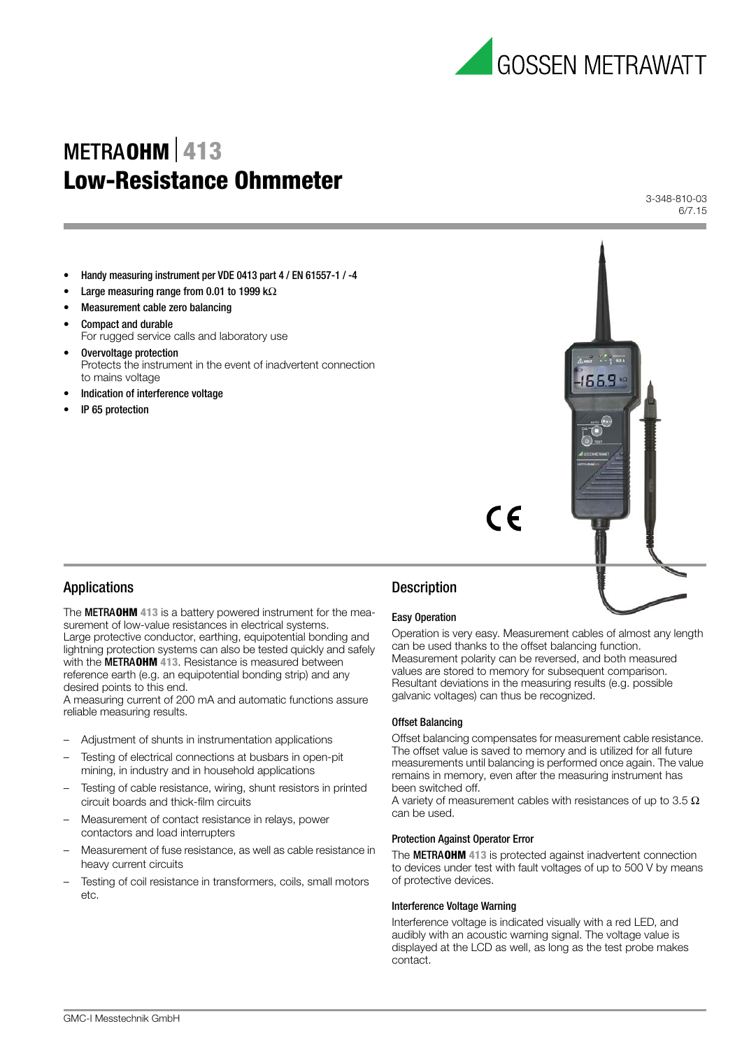# METRAOHM | 413
# Low-Resistance Ohmmeter

3-348-810-03
6/7.15

- **Handy measuring instrument per VDE 0413 part 4 / EN 61557-1 / -4**
- **Large measuring range from 0.01 to 1999 kΩ**
- **Measurement cable zero balancing**
- **Compact and durable**
  For rugged service calls and laboratory use
- **Overvoltage protection**
  Protects the instrument in the event of inadvertent connection to mains voltage
- **Indication of interference voltage**
- **IP 65 protection**

## Applications

The **METRAOHM 413** is a battery powered instrument for the measurement of low-value resistances in electrical systems.
Large protective conductor, earthing, equipotential bonding and lightning protection systems can also be tested quickly and safely with the **METRAOHM 413**. Resistance is measured between reference earth (e.g. an equipotential bonding strip) and any desired points to this end.
A measuring current of 200 mA and automatic functions assure reliable measuring results.

- Adjustment of shunts in instrumentation applications
- Testing of electrical connections at busbars in open-pit mining, in industry and in household applications
- Testing of cable resistance, wiring, shunt resistors in printed circuit boards and thick-film circuits
- Measurement of contact resistance in relays, power contactors and load interrupters
- Measurement of fuse resistance, as well as cable resistance in heavy current circuits
- Testing of coil resistance in transformers, coils, small motors etc.

## Description

### Easy Operation

Operation is very easy. Measurement cables of almost any length can be used thanks to the offset balancing function. Measurement polarity can be reversed, and both measured values are stored to memory for subsequent comparison. Resultant deviations in the measuring results (e.g. possible galvanic voltages) can thus be recognized.

### Offset Balancing

Offset balancing compensates for measurement cable resistance. The offset value is saved to memory and is utilized for all future measurements until balancing is performed once again. The value remains in memory, even after the measuring instrument has been switched off.
A variety of measurement cables with resistances of up to 3.5 Ω can be used.

### Protection Against Operator Error

The **METRAOHM 413** is protected against inadvertent connection to devices under test with fault voltages of up to 500 V by means of protective devices.

### Interference Voltage Warning

Interference voltage is indicated visually with a red LED, and audibly with an acoustic warning signal. The voltage value is displayed at the LCD as well, as long as the test probe makes contact.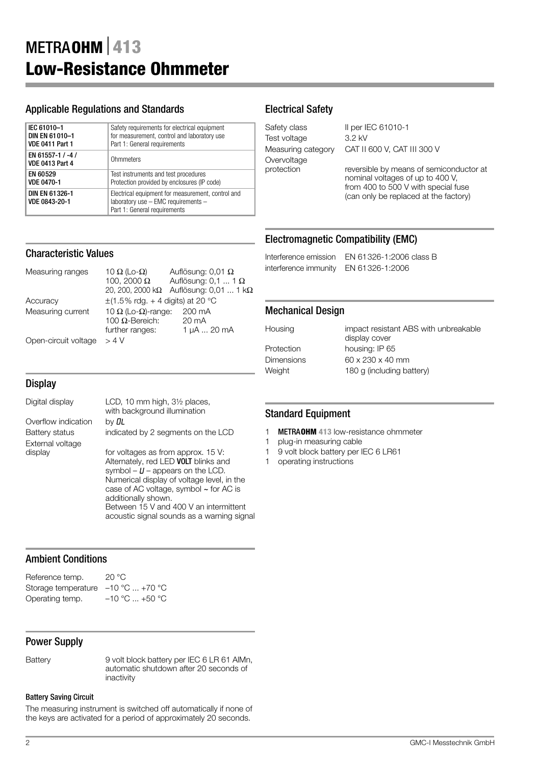# METRA**OHM** | 413
# Low-Resistance Ohmmeter

## Applicable Regulations and Standards

| | |
|---|---|
| **IEC 61010–1**<br>**DIN EN 61010–1**<br>**VDE 0411 Part 1** | Safety requirements for electrical equipment for measurement, control and laboratory use Part 1: General requirements |
| **EN 61557-1 / -4 /**<br>**VDE 0413 Part 4** | Ohmmeters |
| **EN 60529**<br>**VDE 0470-1** | Test instruments and test procedures Protection provided by enclosures (IP code) |
| **DIN EN 61326-1**<br>**VDE 0843-20-1** | Electrical equipment for measurement, control and laboratory use – EMC requirements – Part 1: General requirements |

## Characteristic Values

| | | |
|---|---|---|
| Measuring ranges | 10 Ω (Lo-Ω) | Auflösung: 0,01 Ω |
| | 100, 2000 Ω | Auflösung: 0,1 ... 1 Ω |
| | 20, 200, 2000 kΩ | Auflösung: 0,01 ... 1 kΩ |
| Accuracy | ±(1.5% rdg. + 4 digits) at 20 °C | |
| Measuring current | 10 Ω (Lo-Ω)-range: | 200 mA |
| | 100 Ω-Bereich: | 20 mA |
| | further ranges: | 1 µA ... 20 mA |
| Open-circuit voltage | > 4 V | |

## Display

| | |
|---|---|
| Digital display | LCD, 10 mm high, 3½ places, with background illumination |
| Overflow indication | by *OL* |
| Battery status | indicated by 2 segments on the LCD |
| External voltage display | for voltages as from approx. 15 V: Alternately, red LED **VOLT** blinks and symbol – *U* – appears on the LCD. Numerical display of voltage level, in the case of AC voltage, symbol ~ for AC is additionally shown. Between 15 V and 400 V an intermittent acoustic signal sounds as a warning signal |

## Ambient Conditions

| | |
|---|---|
| Reference temp. | 20 °C |
| Storage temperature | –10 °C ... +70 °C |
| Operating temp. | –10 °C ... +50 °C |

## Power Supply

| | |
|---|---|
| Battery | 9 volt block battery per IEC 6 LR 61 AlMn, automatic shutdown after 20 seconds of inactivity |

#### Battery Saving Circuit

The measuring instrument is switched off automatically if none of the keys are activated for a period of approximately 20 seconds.

## Electrical Safety

| | |
|---|---|
| Safety class | II per IEC 61010-1 |
| Test voltage | 3.2 kV |
| Measuring category | CAT II 600 V, CAT III 300 V |
| Overvoltage protection | reversible by means of semiconductor at nominal voltages of up to 400 V, from 400 to 500 V with special fuse (can only be replaced at the factory) |

## Electromagnetic Compatibility (EMC)

| | |
|---|---|
| Interference emission | EN 61326-1:2006 class B |
| interference immunity | EN 61326-1:2006 |

## Mechanical Design

| | |
|---|---|
| Housing | impact resistant ABS with unbreakable display cover |
| Protection | housing: IP 65 |
| Dimensions | 60 x 230 x 40 mm |
| Weight | 180 g (including battery) |

## Standard Equipment

1 **METRAOHM 413** low-resistance ohmmeter
1 plug-in measuring cable
1 9 volt block battery per IEC 6 LR61
1 operating instructions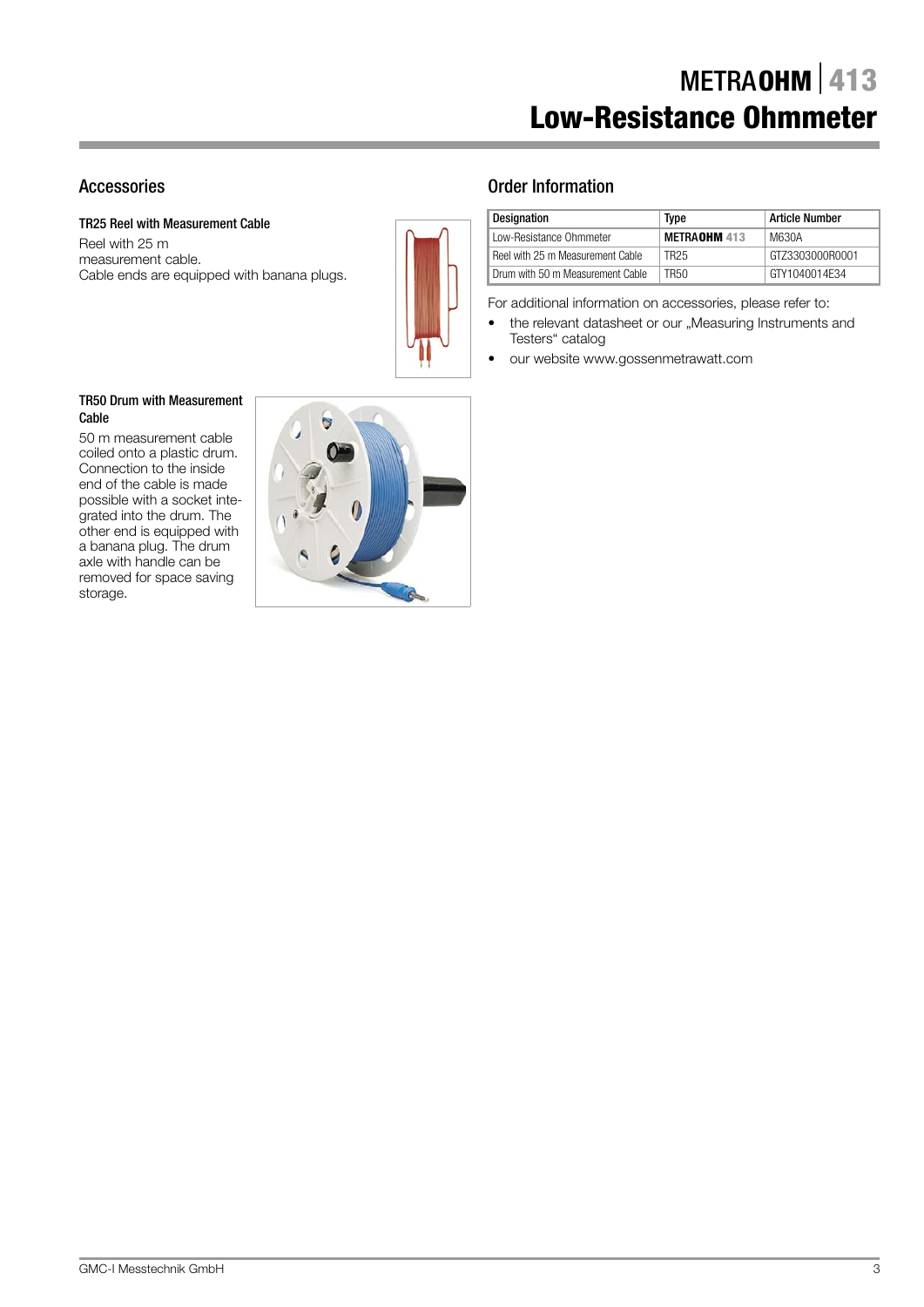## Accessories

### TR25 Reel with Measurement Cable

Reel with 25 m
measurement cable.
Cable ends are equipped with banana plugs.

### TR50 Drum with Measurement Cable

50 m measurement cable coiled onto a plastic drum. Connection to the inside end of the cable is made possible with a socket integrated into the drum. The other end is equipped with a banana plug. The drum axle with handle can be removed for space saving storage.

## Order Information

| Designation | Type | Article Number |
|---|---|---|
| Low-Resistance Ohmmeter | **METRAOHM** 413 | M630A |
| Reel with 25 m Measurement Cable | TR25 | GTZ3303000R0001 |
| Drum with 50 m Measurement Cable | TR50 | GTY1040014E34 |

For additional information on accessories, please refer to:

- the relevant datasheet or our „Measuring Instruments and Testers" catalog
- our website www.gossenmetrawatt.com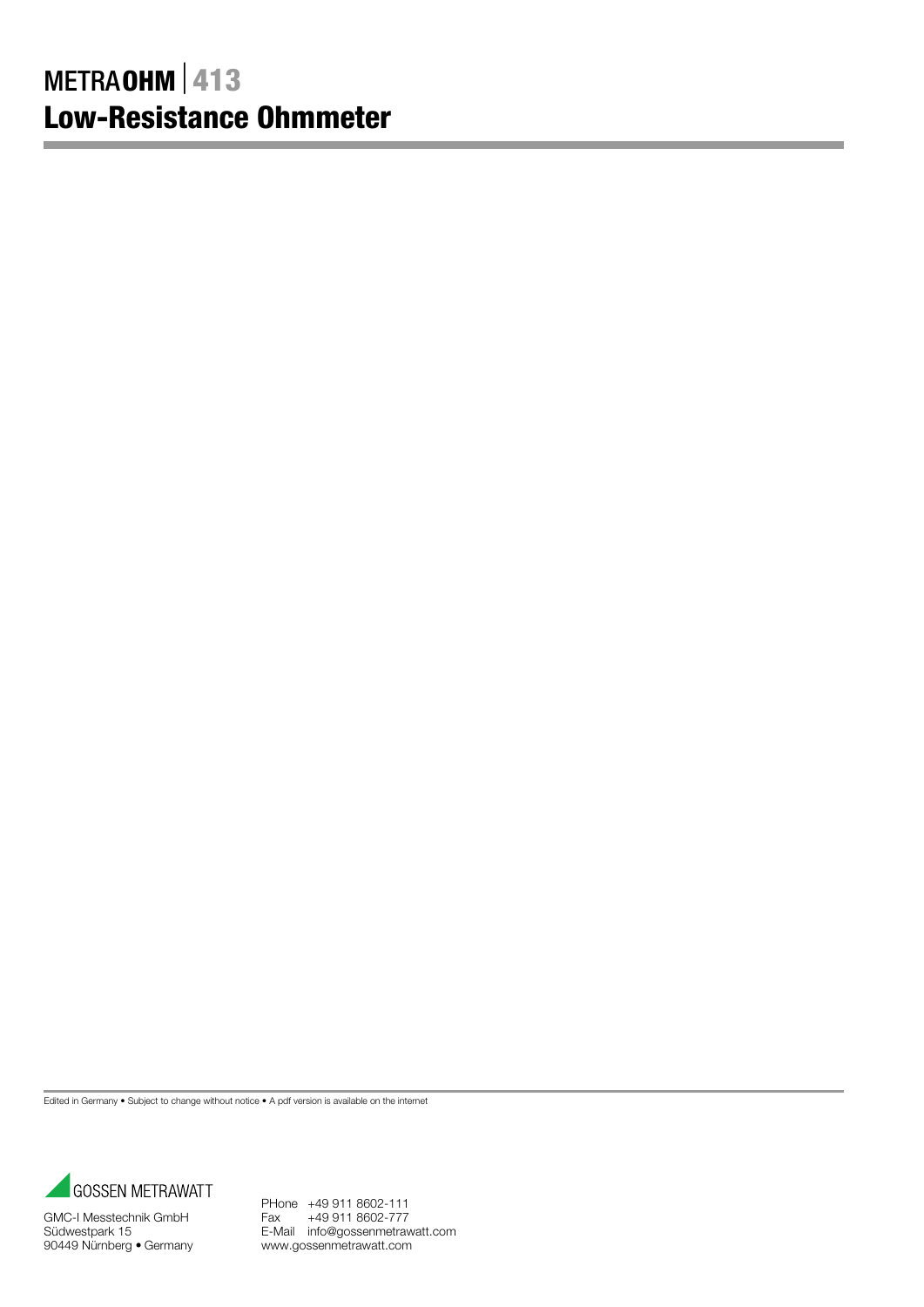# METRAOHM 413
## Low-Resistance Ohmmeter

Edited in Germany • Subject to change without notice • A pdf version is available on the internet

GOSSEN METRAWATT

GMC-I Messtechnik GmbH
Südwestpark 15
90449 Nürnberg • Germany

PHone +49 911 8602-111
Fax +49 911 8602-777
E-Mail info@gossenmetrawatt.com
www.gossenmetrawatt.com